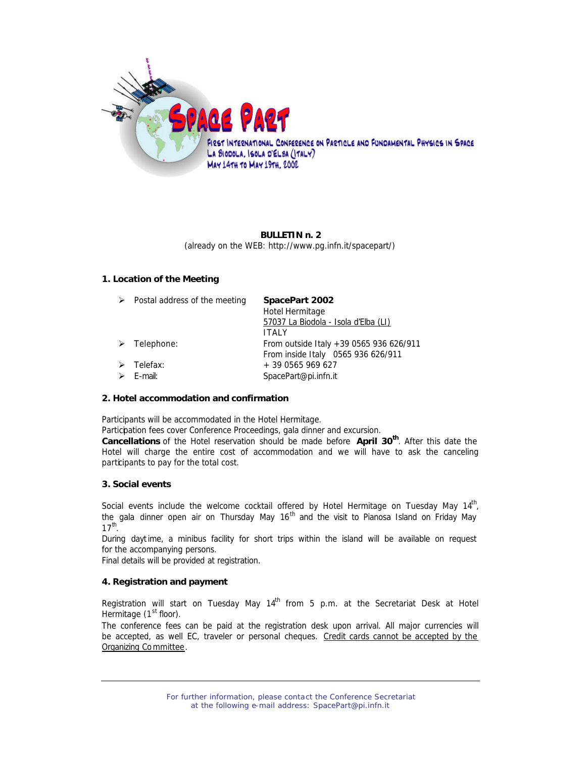# SPACE PART

First International Conference on Particle and Fundamental Physics in Space
La Biodola, Isola d'Elba (Italy)
May 14th to May 19th, 2002

**BULLETIN n. 2**
(already on the WEB: http://www.pg.infn.it/spacepart/)

### 1. Location of the Meeting

- Postal address of the meeting: **SpacePart 2002**
  Hotel Hermitage
  57037 La Biodola - Isola d'Elba (LI)
  ITALY
- Telephone: From outside Italy +39 0565 936 626/911
  From inside Italy 0565 936 626/911
- Telefax: + 39 0565 969 627
- E-mail: SpacePart@pi.infn.it

### 2. Hotel accommodation and confirmation

Participants will be accommodated in the Hotel Hermitage.
Participation fees cover Conference Proceedings, gala dinner and excursion.
**Cancellations** of the Hotel reservation should be made before **April 30th**. After this date the Hotel will charge the entire cost of accommodation and we will have to ask the canceling participants to pay for the total cost.

### 3. Social events

Social events include the welcome cocktail offered by Hotel Hermitage on Tuesday May 14th, the gala dinner open air on Thursday May 16th and the visit to Pianosa Island on Friday May 17th.
During daytime, a minibus facility for short trips within the island will be available on request for the accompanying persons.
Final details will be provided at registration.

### 4. Registration and payment

Registration will start on Tuesday May 14th from 5 p.m. at the Secretariat Desk at Hotel Hermitage (1st floor).
The conference fees can be paid at the registration desk upon arrival. All major currencies will be accepted, as well EC, traveler or personal cheques. Credit cards cannot be accepted by the Organizing Committee.

For further information, please contact the Conference Secretariat at the following e-mail address: SpacePart@pi.infn.it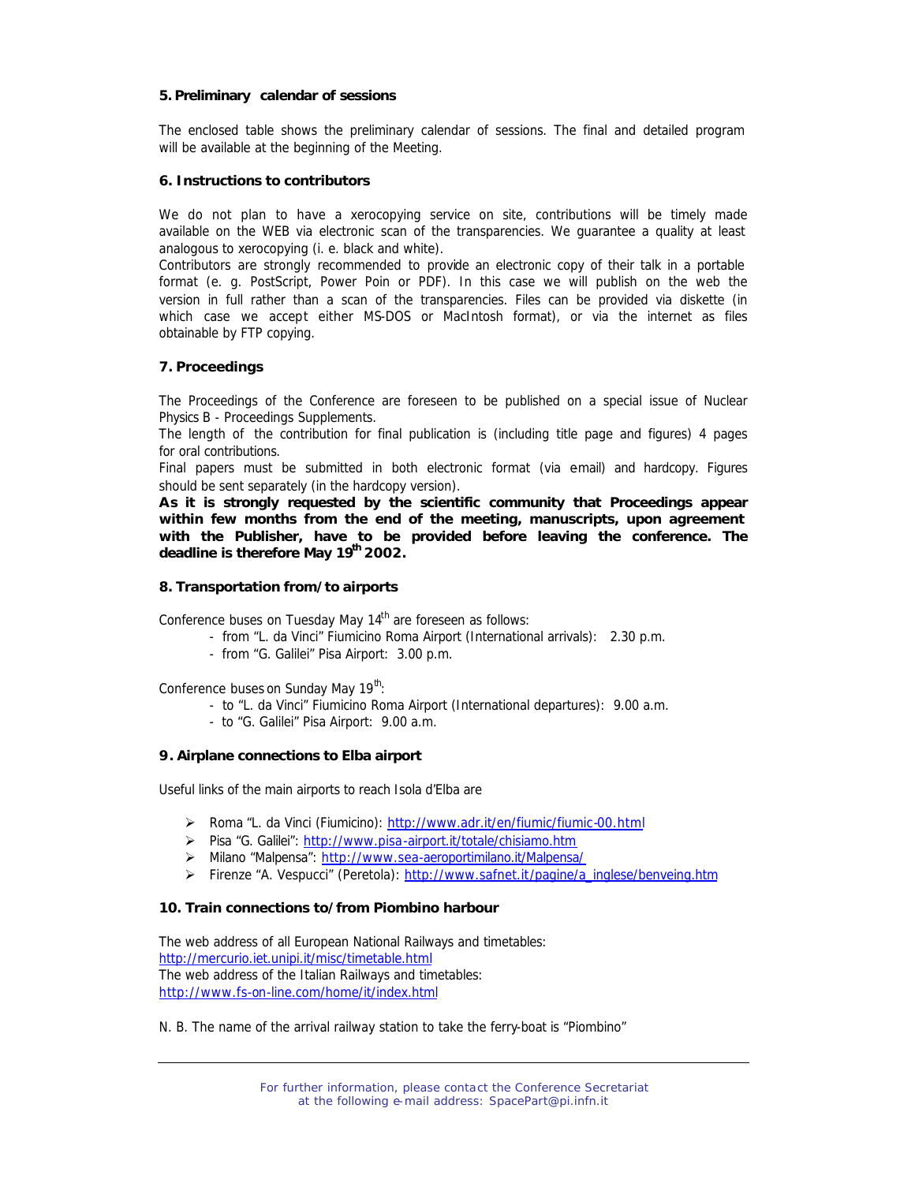### 5. Preliminary calendar of sessions

The enclosed table shows the preliminary calendar of sessions. The final and detailed program will be available at the beginning of the Meeting.

### 6. Instructions to contributors

We do not plan to have a xerocopying service on site, contributions will be timely made available on the WEB via electronic scan of the transparencies. We guarantee a quality at least analogous to xerocopying (i. e. black and white).

Contributors are strongly recommended to provide an electronic copy of their talk in a portable format (e. g. PostScript, Power Poin or PDF). In this case we will publish on the web the version in full rather than a scan of the transparencies. Files can be provided via diskette (in which case we accept either MS-DOS or MacIntosh format), or via the internet as files obtainable by FTP copying.

### 7. Proceedings

The Proceedings of the Conference are foreseen to be published on a special issue of Nuclear Physics B - Proceedings Supplements.

The length of the contribution for final publication is (including title page and figures) 4 pages for oral contributions.

Final papers must be submitted in both electronic format (via e-mail) and hardcopy. Figures should be sent separately (in the hardcopy version).

**As it is strongly requested by the scientific community that Proceedings appear within few months from the end of the meeting, manuscripts, upon agreement with the Publisher, have to be provided before leaving the conference. The deadline is therefore May 19th 2002.**

### 8. Transportation from/to airports

Conference buses on Tuesday May 14th are foreseen as follows:

- from "L. da Vinci" Fiumicino Roma Airport (International arrivals): 2.30 p.m.
- from "G. Galilei" Pisa Airport: 3.00 p.m.

Conference buses on Sunday May 19th:

- to "L. da Vinci" Fiumicino Roma Airport (International departures): 9.00 a.m.
- to "G. Galilei" Pisa Airport: 9.00 a.m.

### 9. Airplane connections to Elba airport

Useful links of the main airports to reach Isola d'Elba are

- Roma "L. da Vinci (Fiumicino): http://www.adr.it/en/fiumic/fiumic-00.html
- Pisa "G. Galilei": http://www.pisa-airport.it/totale/chisiamo.htm
- Milano "Malpensa": http://www.sea-aeroportimilano.it/Malpensa/
- Firenze "A. Vespucci" (Peretola): http://www.safnet.it/pagine/a_inglese/benveing.htm

### 10. Train connections to/from Piombino harbour

The web address of all European National Railways and timetables:
http://mercurio.iet.unipi.it/misc/timetable.html
The web address of the Italian Railways and timetables:
http://www.fs-on-line.com/home/it/index.html

N. B. The name of the arrival railway station to take the ferry-boat is "Piombino"

---

For further information, please contact the Conference Secretariat at the following e-mail address: SpacePart@pi.infn.it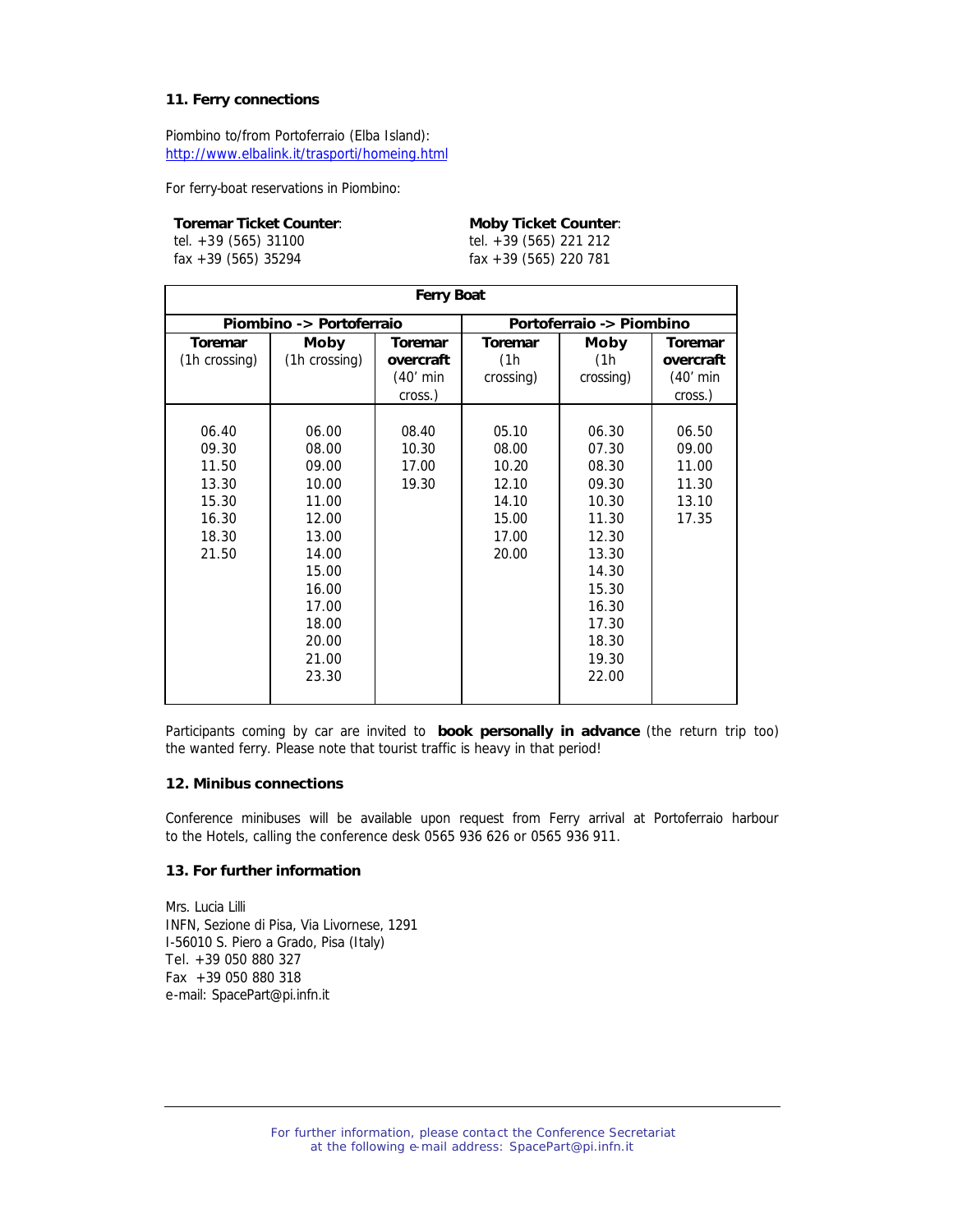### 11. Ferry connections

Piombino to/from Portoferraio (Elba Island):
http://www.elbalink.it/trasporti/homeing.html

For ferry-boat reservations in Piombino:

**Toremar Ticket Counter**:
tel. +39 (565) 31100
fax +39 (565) 35294

**Moby Ticket Counter**:
tel. +39 (565) 221 212
fax +39 (565) 220 781

| Ferry Boat | | | | | |
|---|---|---|---|---|---|
| **Piombino -> Portoferraio** | | | **Portoferraio -> Piombino** | | |
| **Toremar** (1h crossing) | **Moby** (1h crossing) | **Toremar overcraft** (40' min cross.) | **Toremar** (1h crossing) | **Moby** (1h crossing) | **Toremar overcraft** (40' min cross.) |
| 06.40 | 06.00 | 08.40 | 05.10 | 06.30 | 06.50 |
| 09.30 | 08.00 | 10.30 | 08.00 | 07.30 | 09.00 |
| 11.50 | 09.00 | 17.00 | 10.20 | 08.30 | 11.00 |
| 13.30 | 10.00 | 19.30 | 12.10 | 09.30 | 11.30 |
| 15.30 | 11.00 | | 14.10 | 10.30 | 13.10 |
| 16.30 | 12.00 | | 15.00 | 11.30 | 17.35 |
| 18.30 | 13.00 | | 17.00 | 12.30 | |
| 21.50 | 14.00 | | 20.00 | 13.30 | |
| | 15.00 | | | 14.30 | |
| | 16.00 | | | 15.30 | |
| | 17.00 | | | 16.30 | |
| | 18.00 | | | 17.30 | |
| | 20.00 | | | 18.30 | |
| | 21.00 | | | 19.30 | |
| | 23.30 | | | 22.00 | |

Participants coming by car are invited to **book personally in advance** (the return trip too) the wanted ferry. Please note that tourist traffic is heavy in that period!

### 12. Minibus connections

Conference minibuses will be available upon request from Ferry arrival at Portoferraio harbour to the Hotels, calling the conference desk 0565 936 626 or 0565 936 911.

### 13. For further information

Mrs. Lucia Lilli
INFN, Sezione di Pisa, Via Livornese, 1291
I-56010 S. Piero a Grado, Pisa (Italy)
Tel. +39 050 880 327
Fax +39 050 880 318
e-mail: SpacePart@pi.infn.it